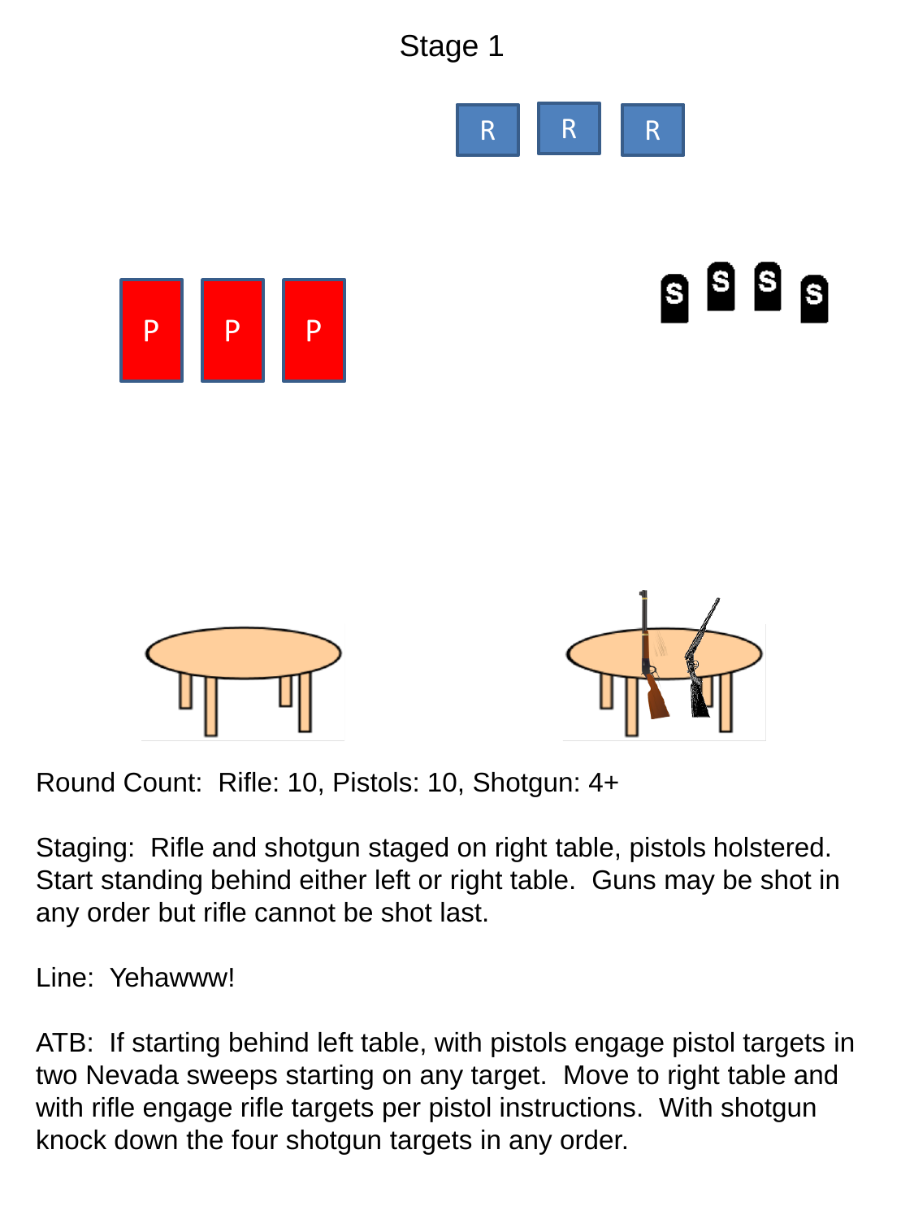# Stage 1

R R R

P P P

S S S S

Round Count: Rifle: 10, Pistols: 10, Shotgun: 4+

Staging: Rifle and shotgun staged on right table, pistols holstered. Start standing behind either left or right table. Guns may be shot in any order but rifle cannot be shot last.

Line: Yehawww!

ATB: If starting behind left table, with pistols engage pistol targets in two Nevada sweeps starting on any target. Move to right table and with rifle engage rifle targets per pistol instructions. With shotgun knock down the four shotgun targets in any order.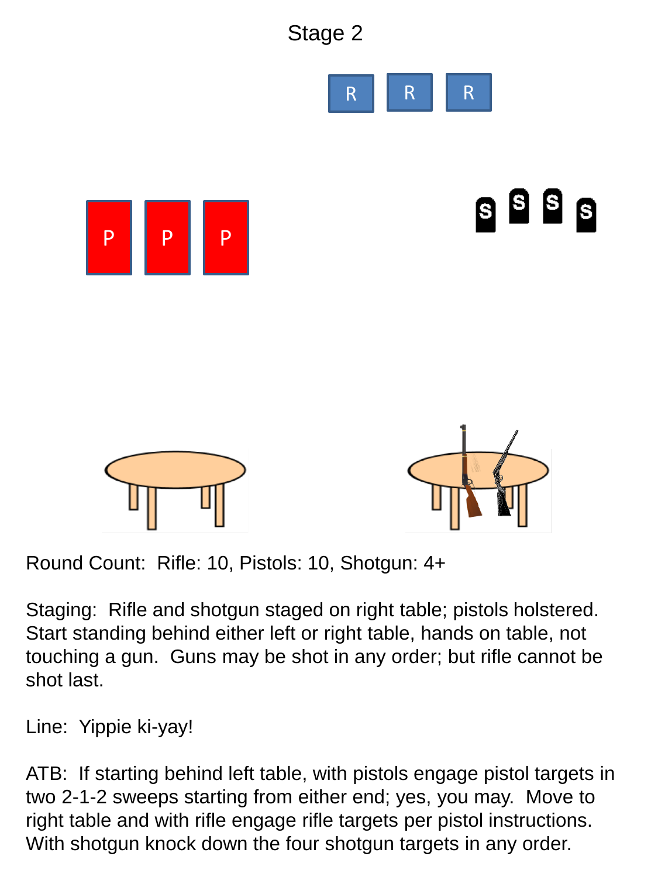# Stage 2

Round Count: Rifle: 10, Pistols: 10, Shotgun: 4+

Staging: Rifle and shotgun staged on right table; pistols holstered. Start standing behind either left or right table, hands on table, not touching a gun. Guns may be shot in any order; but rifle cannot be shot last.

Line: Yippie ki-yay!

ATB: If starting behind left table, with pistols engage pistol targets in two 2-1-2 sweeps starting from either end; yes, you may. Move to right table and with rifle engage rifle targets per pistol instructions. With shotgun knock down the four shotgun targets in any order.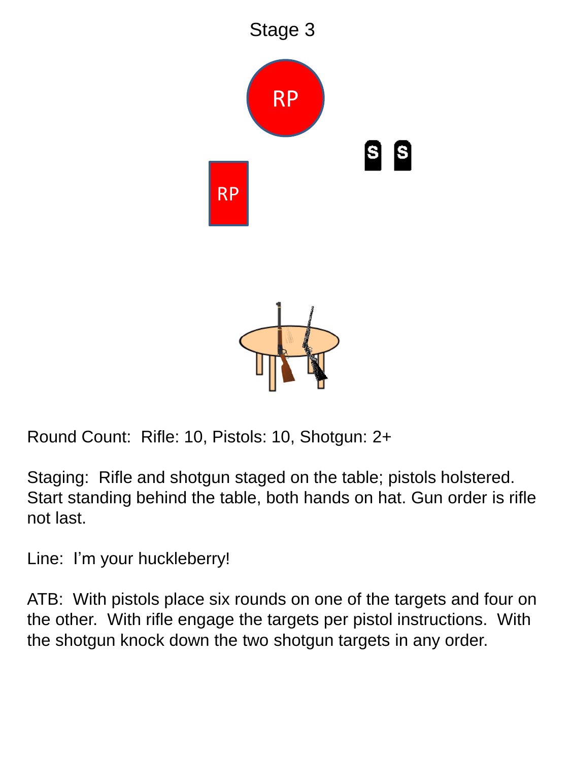# Stage 3

RP

S S

RP

Round Count: Rifle: 10, Pistols: 10, Shotgun: 2+

Staging: Rifle and shotgun staged on the table; pistols holstered. Start standing behind the table, both hands on hat. Gun order is rifle not last.

Line: I'm your huckleberry!

ATB: With pistols place six rounds on one of the targets and four on the other. With rifle engage the targets per pistol instructions. With the shotgun knock down the two shotgun targets in any order.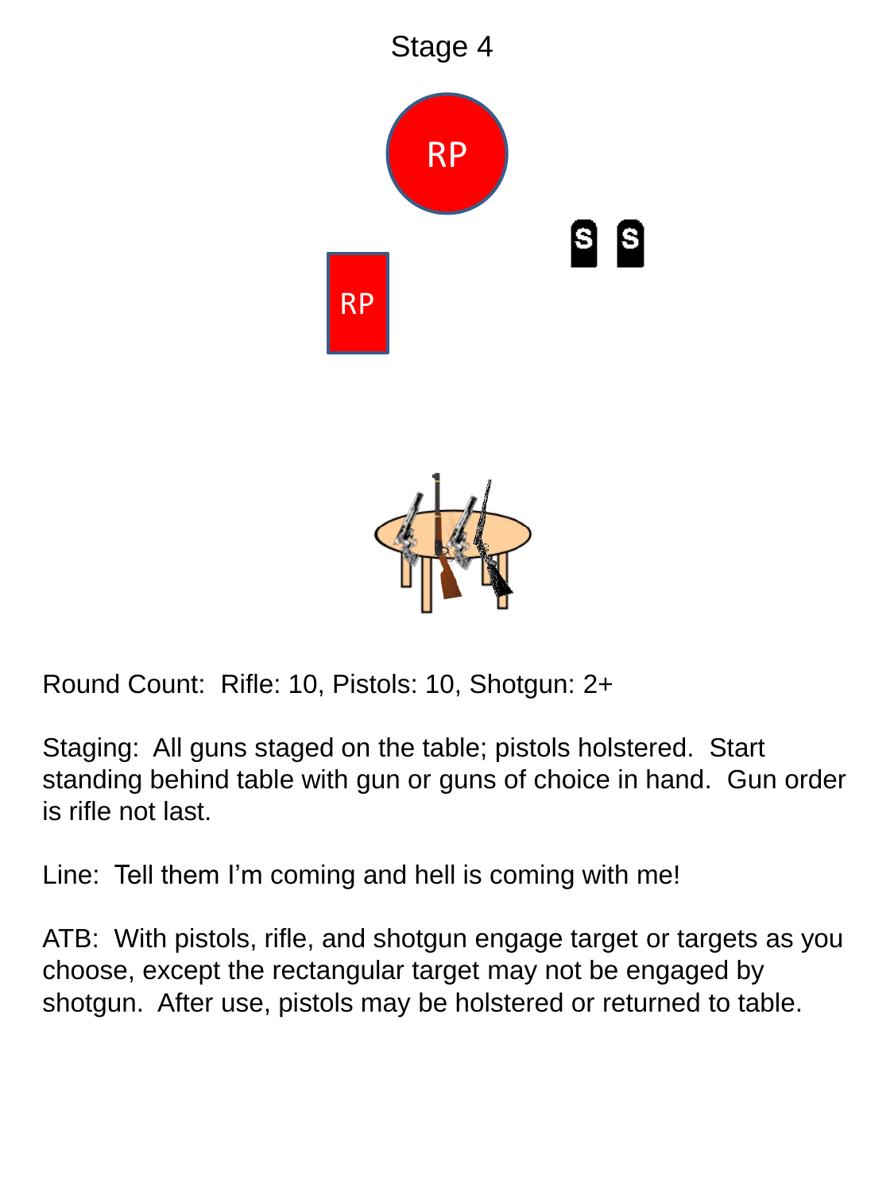# Stage 4

RP

RP

S S

Round Count: Rifle: 10, Pistols: 10, Shotgun: 2+

Staging: All guns staged on the table; pistols holstered. Start standing behind table with gun or guns of choice in hand. Gun order is rifle not last.

Line: Tell them I'm coming and hell is coming with me!

ATB: With pistols, rifle, and shotgun engage target or targets as you choose, except the rectangular target may not be engaged by shotgun. After use, pistols may be holstered or returned to table.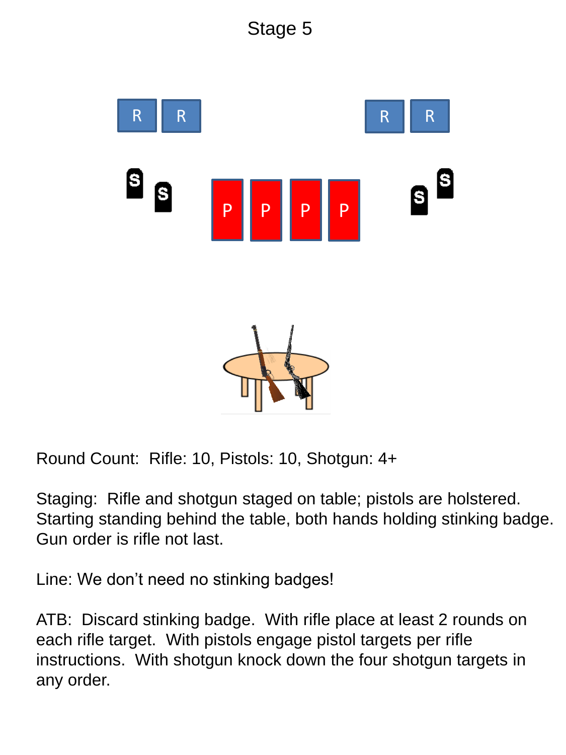# Stage 5

Round Count: Rifle: 10, Pistols: 10, Shotgun: 4+

Staging: Rifle and shotgun staged on table; pistols are holstered. Starting standing behind the table, both hands holding stinking badge. Gun order is rifle not last.

Line: We don't need no stinking badges!

ATB: Discard stinking badge. With rifle place at least 2 rounds on each rifle target. With pistols engage pistol targets per rifle instructions. With shotgun knock down the four shotgun targets in any order.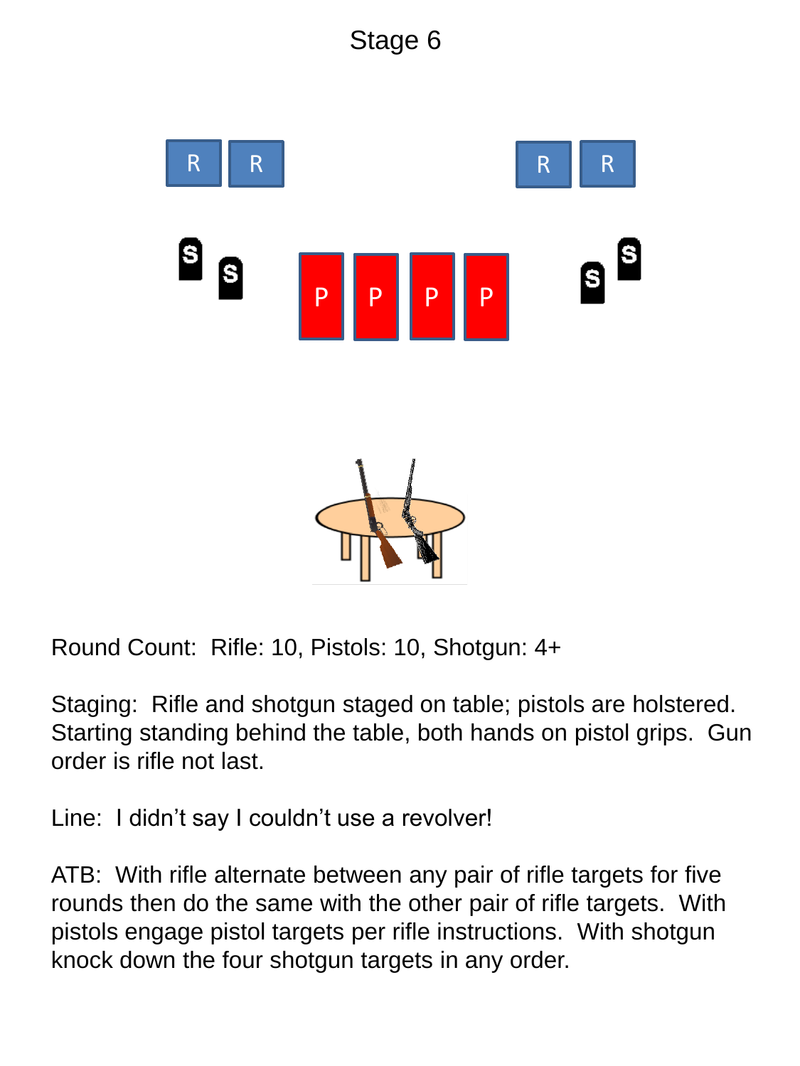# Stage 6

R R R R

S S P P P P S S

Round Count: Rifle: 10, Pistols: 10, Shotgun: 4+

Staging: Rifle and shotgun staged on table; pistols are holstered. Starting standing behind the table, both hands on pistol grips. Gun order is rifle not last.

Line: I didn't say I couldn't use a revolver!

ATB: With rifle alternate between any pair of rifle targets for five rounds then do the same with the other pair of rifle targets. With pistols engage pistol targets per rifle instructions. With shotgun knock down the four shotgun targets in any order.